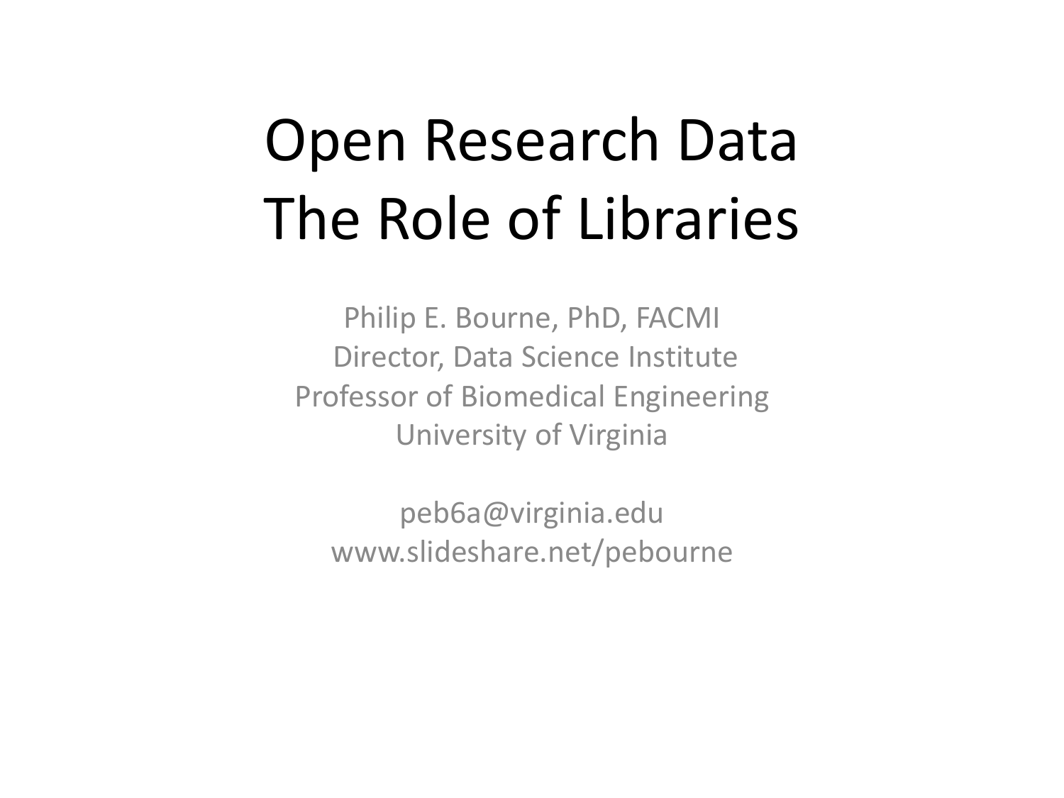# Open Research Data
# The Role of Libraries

Philip E. Bourne, PhD, FACMI
Director, Data Science Institute
Professor of Biomedical Engineering
University of Virginia

peb6a@virginia.edu
www.slideshare.net/pebourne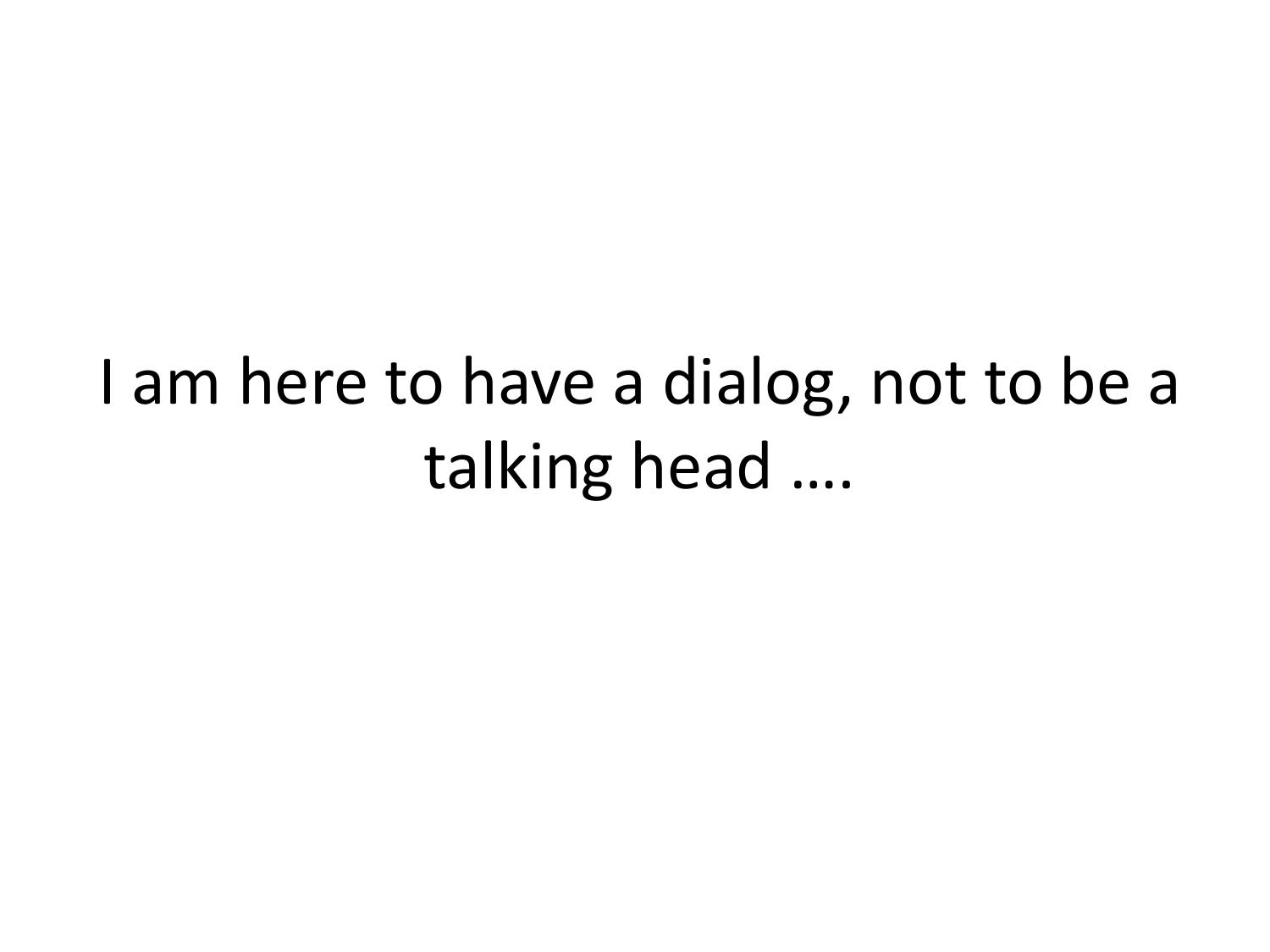I am here to have a dialog, not to be a talking head ….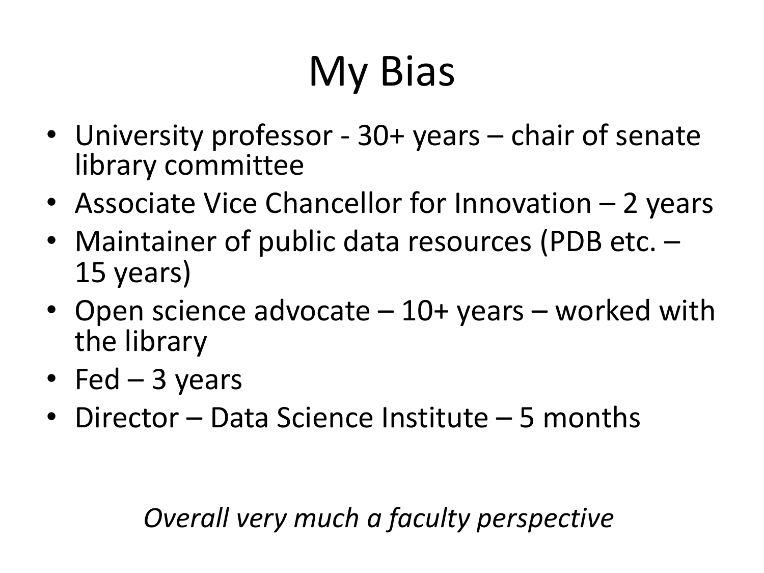# My Bias

- University professor - 30+ years – chair of senate library committee
- Associate Vice Chancellor for Innovation – 2 years
- Maintainer of public data resources (PDB etc. – 15 years)
- Open science advocate – 10+ years – worked with the library
- Fed – 3 years
- Director – Data Science Institute – 5 months

*Overall very much a faculty perspective*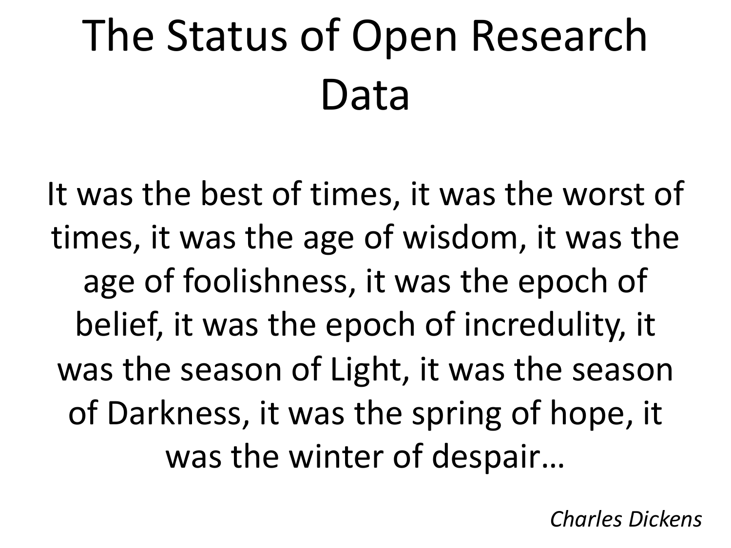# The Status of Open Research Data

It was the best of times, it was the worst of times, it was the age of wisdom, it was the age of foolishness, it was the epoch of belief, it was the epoch of incredulity, it was the season of Light, it was the season of Darkness, it was the spring of hope, it was the winter of despair…

*Charles Dickens*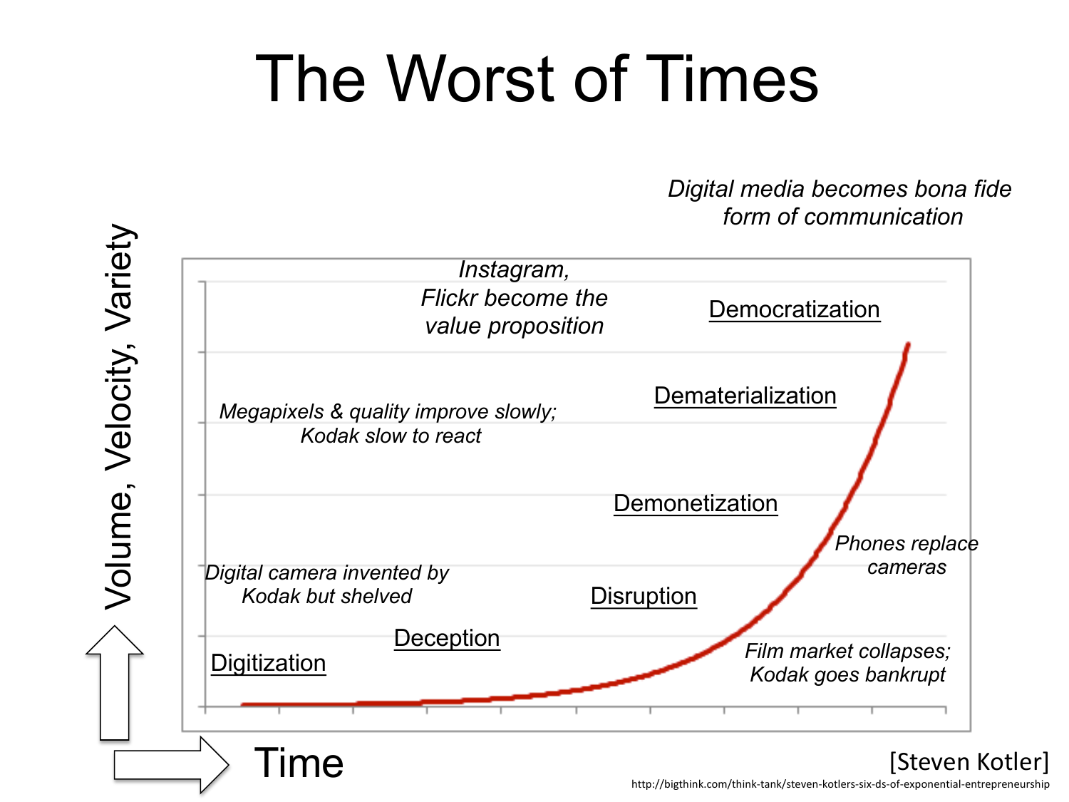# The Worst of Times

Digital media becomes bona fide form of communication

Instagram, Flickr become the value proposition

Democratization

Dematerialization

Megapixels & quality improve slowly; Kodak slow to react

Demonetization

Phones replace cameras

Digital camera invented by Kodak but shelved

Disruption

Deception

Digitization

Film market collapses; Kodak goes bankrupt

Volume, Velocity, Variety

Time

[Steven Kotler]

http://bigthink.com/think-tank/steven-kotlers-six-ds-of-exponential-entrepreneurship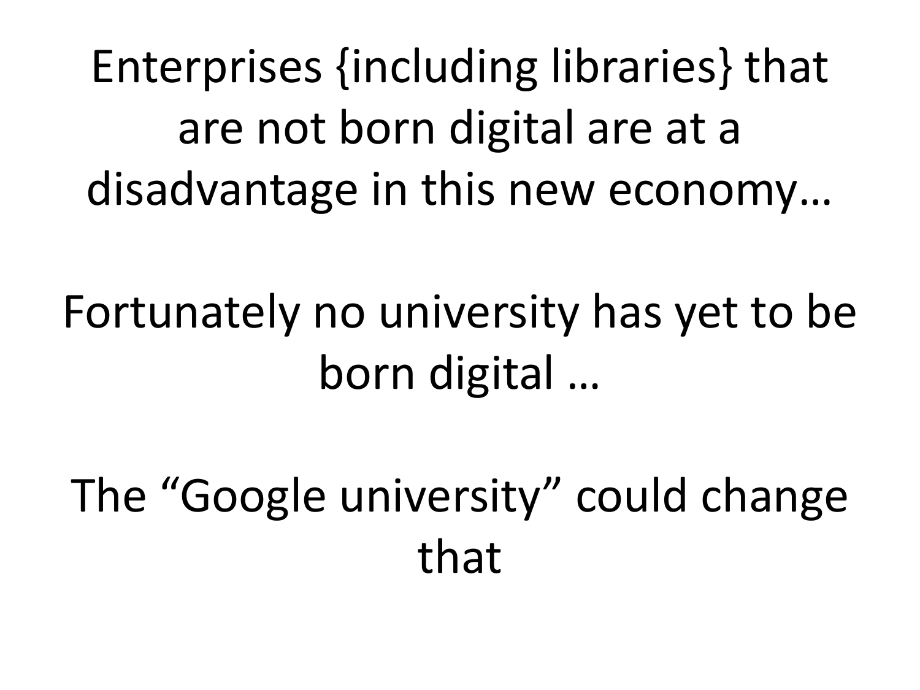Enterprises {including libraries} that are not born digital are at a disadvantage in this new economy…

Fortunately no university has yet to be born digital …

The “Google university” could change that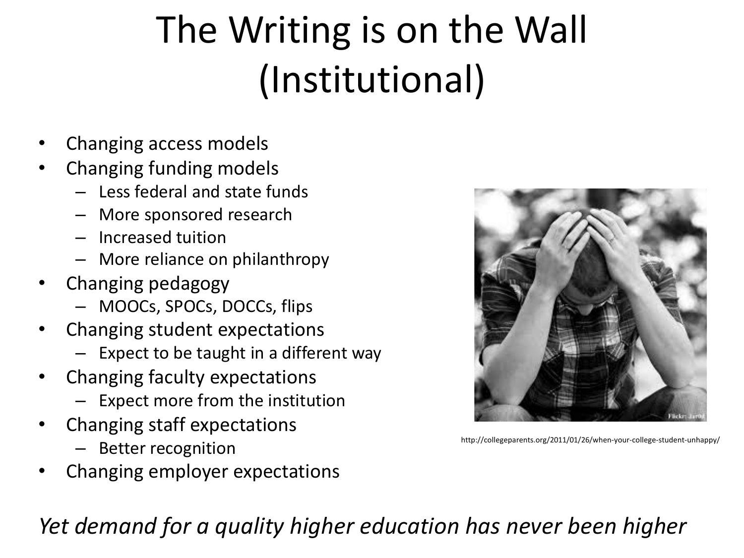# The Writing is on the Wall (Institutional)

- Changing access models
- Changing funding models
  - Less federal and state funds
  - More sponsored research
  - Increased tuition
  - More reliance on philanthropy
- Changing pedagogy
  - MOOCs, SPOCs, DOCCs, flips
- Changing student expectations
  - Expect to be taught in a different way
- Changing faculty expectations
  - Expect more from the institution
- Changing staff expectations
  - Better recognition
- Changing employer expectations

http://collegeparents.org/2011/01/26/when-your-college-student-unhappy/

*Yet demand for a quality higher education has never been higher*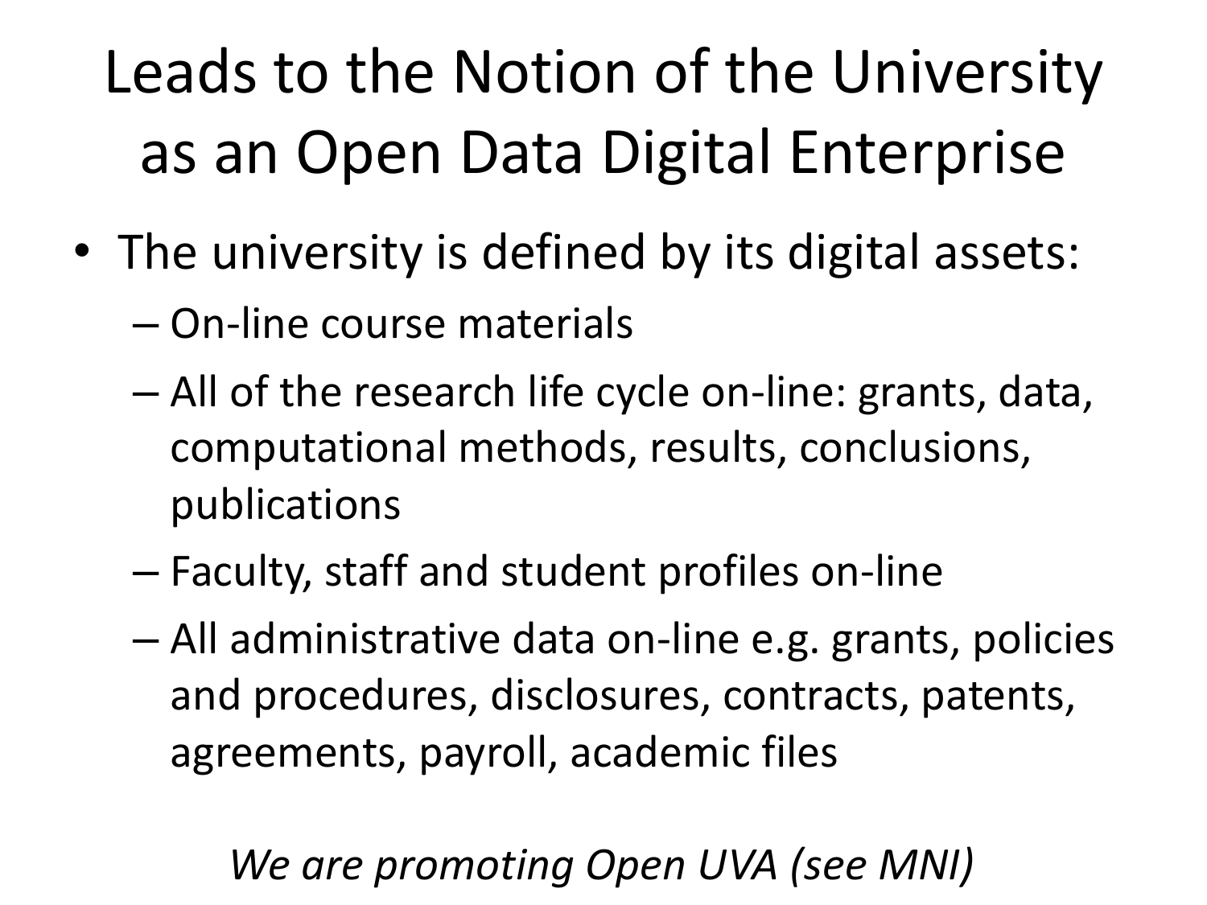# Leads to the Notion of the University as an Open Data Digital Enterprise

- The university is defined by its digital assets:
  - On-line course materials
  - All of the research life cycle on-line: grants, data, computational methods, results, conclusions, publications
  - Faculty, staff and student profiles on-line
  - All administrative data on-line e.g. grants, policies and procedures, disclosures, contracts, patents, agreements, payroll, academic files

*We are promoting Open UVA (see MNI)*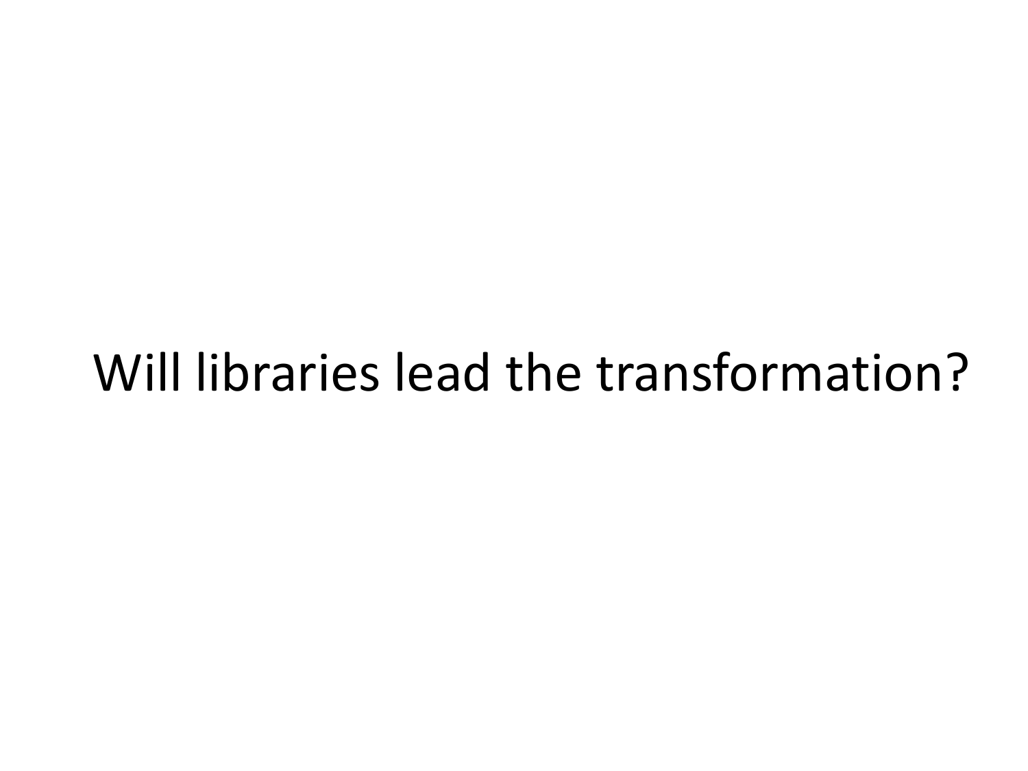# Will libraries lead the transformation?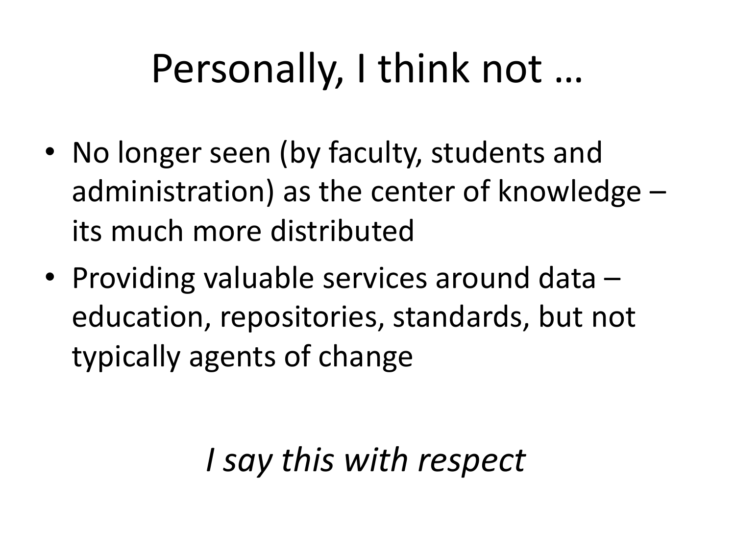# Personally, I think not …

- No longer seen (by faculty, students and administration) as the center of knowledge – its much more distributed
- Providing valuable services around data – education, repositories, standards, but not typically agents of change

*I say this with respect*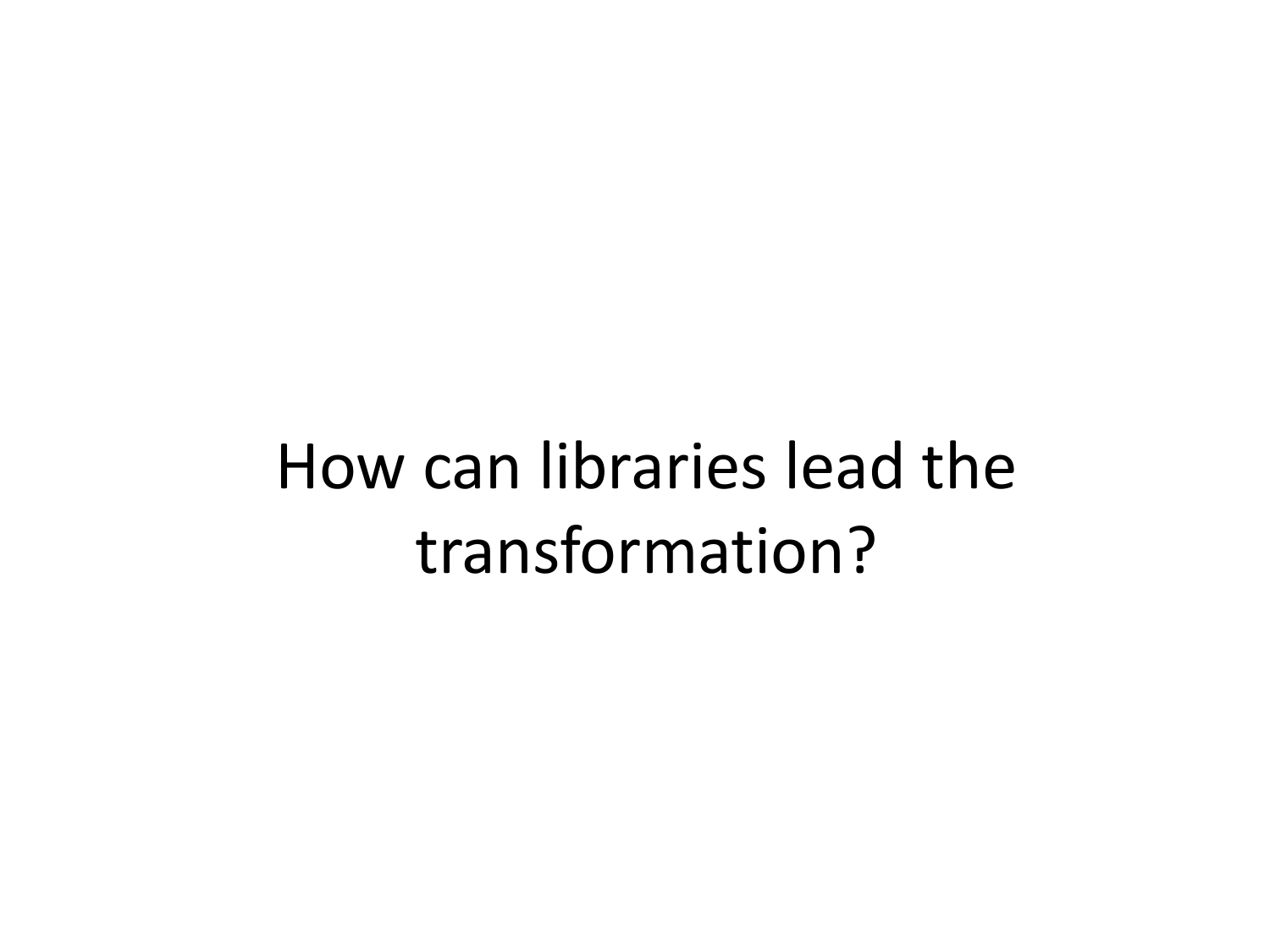# How can libraries lead the transformation?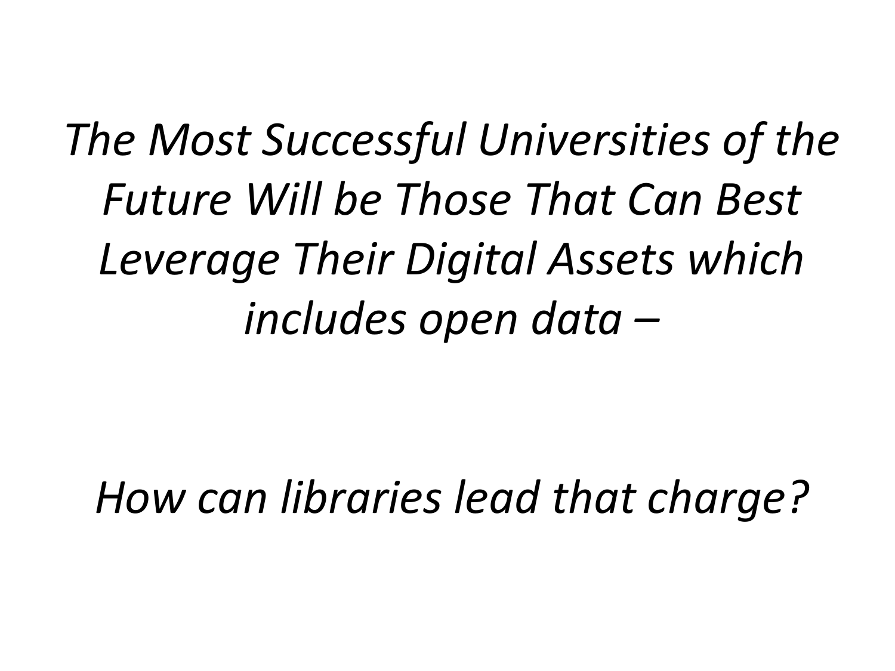*The Most Successful Universities of the Future Will be Those That Can Best Leverage Their Digital Assets which includes open data –*

*How can libraries lead that charge?*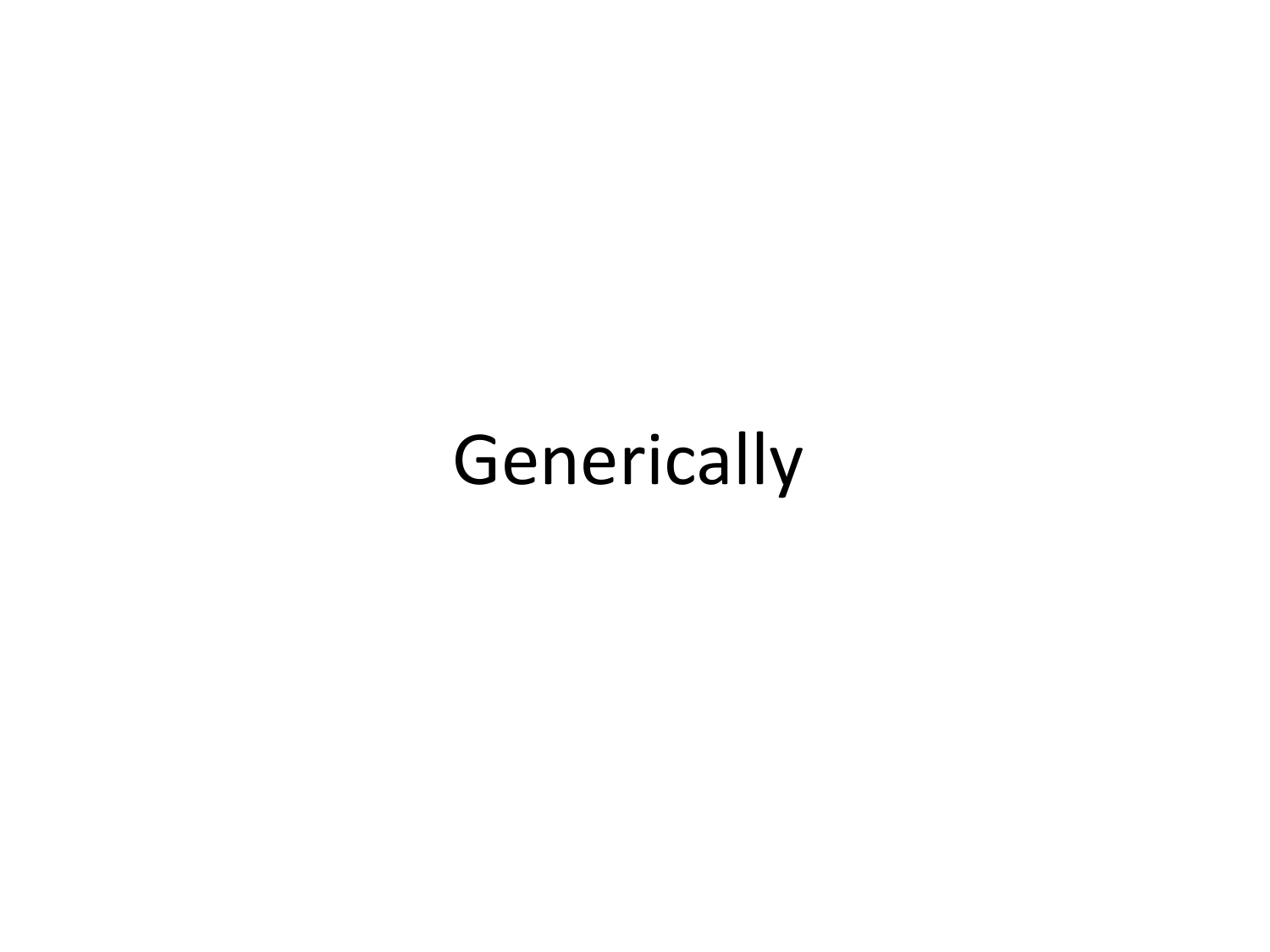# Generically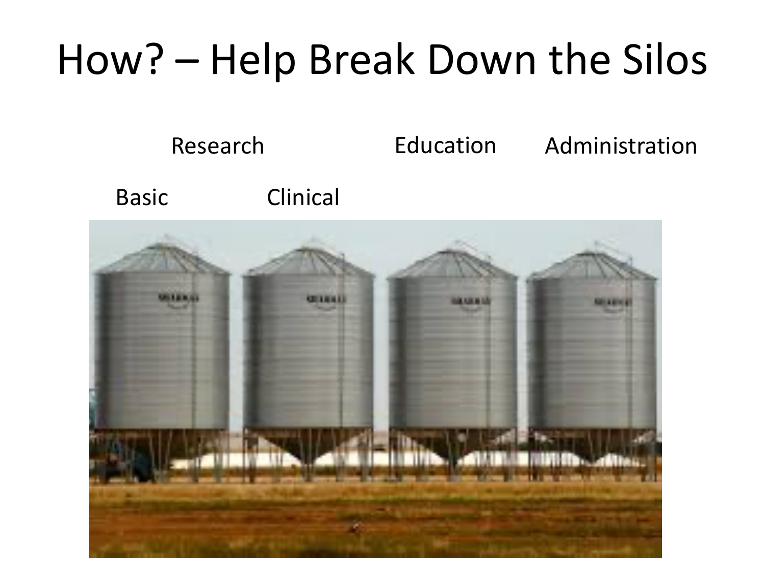# How? – Help Break Down the Silos

Research

Basic

Clinical

Education

Administration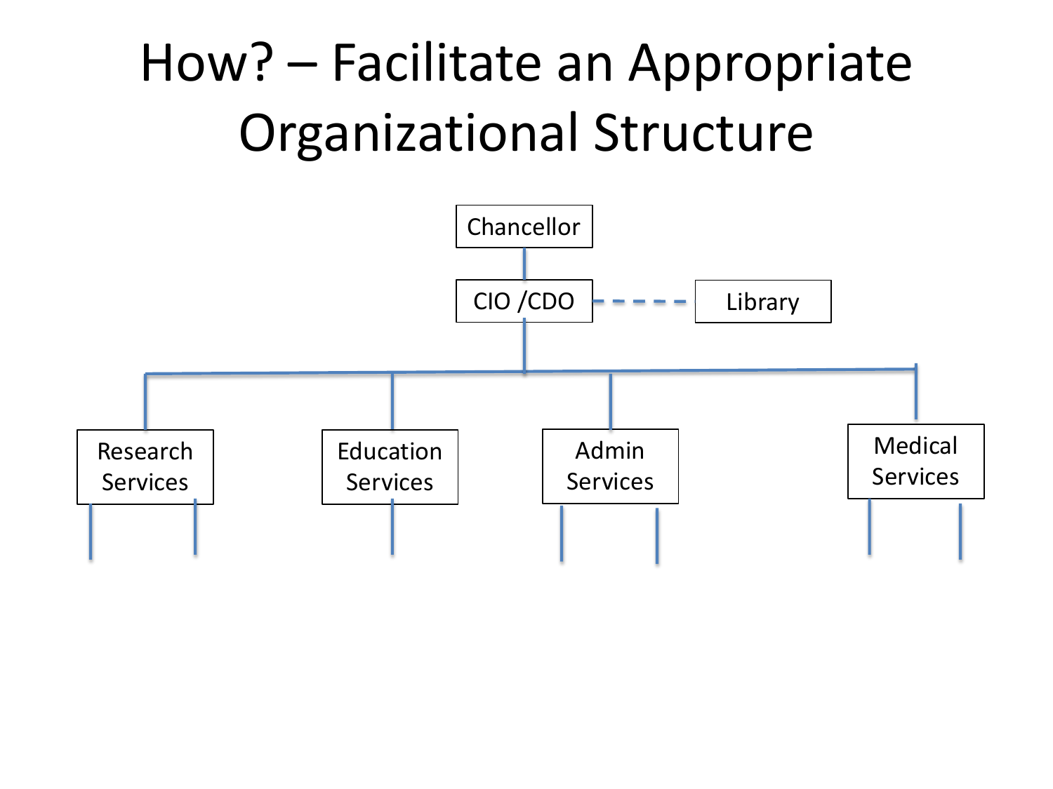# How? – Facilitate an Appropriate Organizational Structure

- Chancellor
  - CIO /CDO (dashed link to: Library)
    - Research Services
    - Education Services
    - Admin Services
    - Medical Services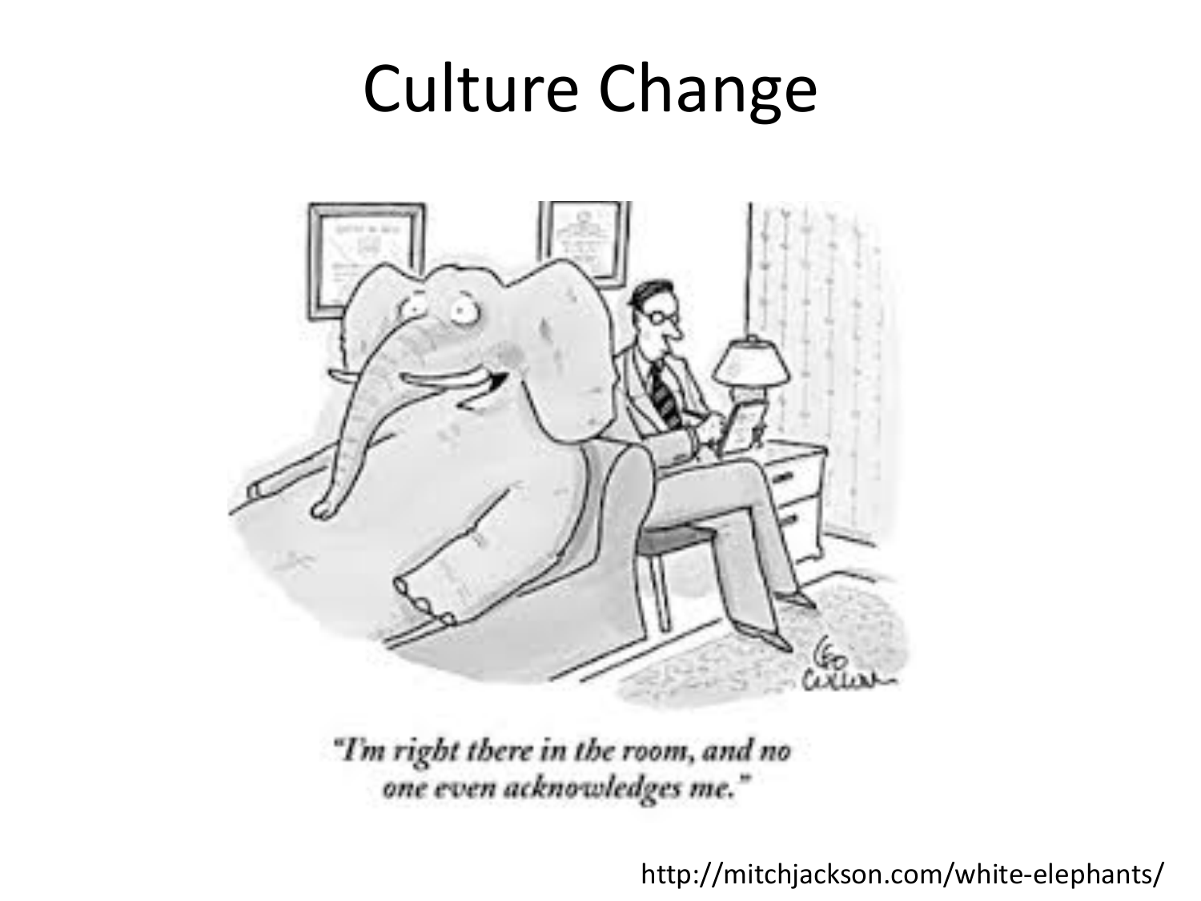# Culture Change

"I'm right there in the room, and no one even acknowledges me."

http://mitchjackson.com/white-elephants/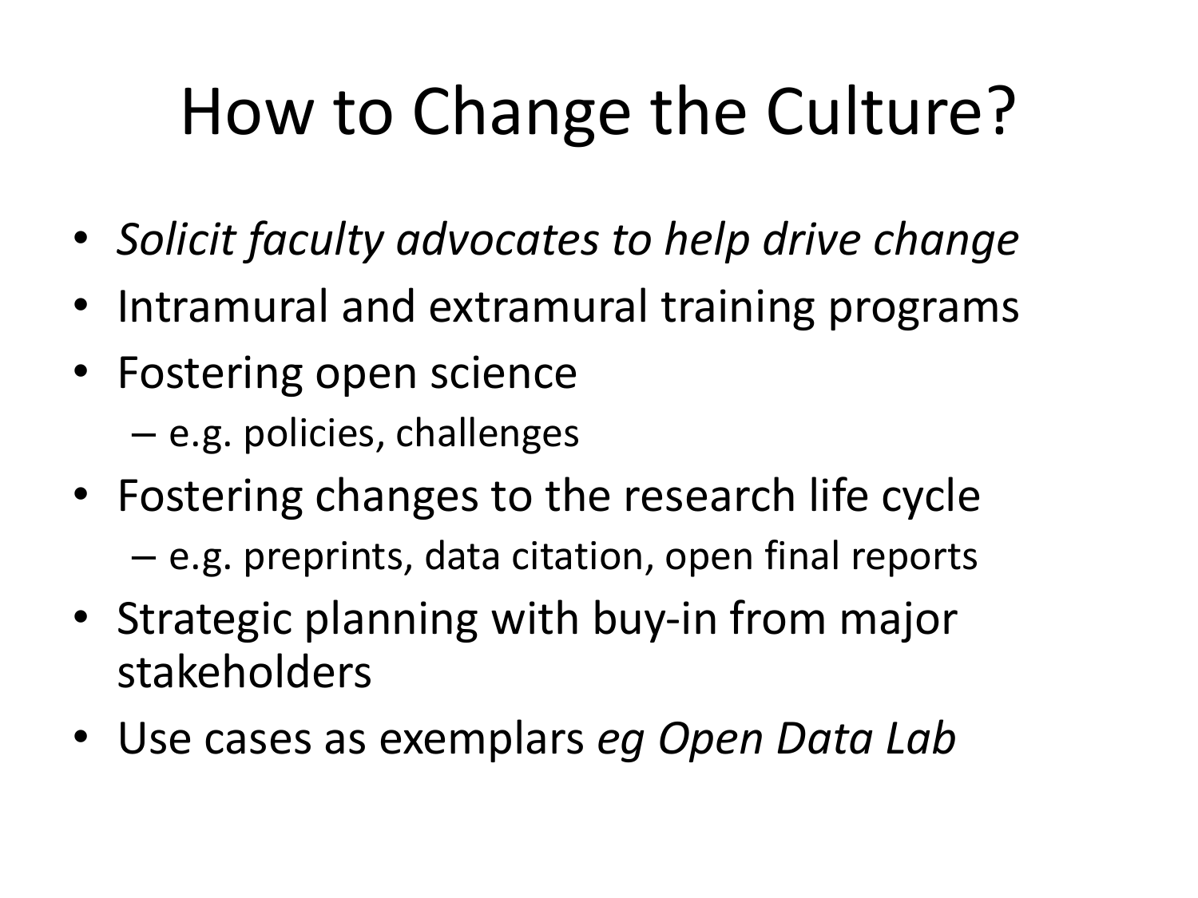# How to Change the Culture?

- *Solicit faculty advocates to help drive change*
- Intramural and extramural training programs
- Fostering open science
  - e.g. policies, challenges
- Fostering changes to the research life cycle
  - e.g. preprints, data citation, open final reports
- Strategic planning with buy-in from major stakeholders
- Use cases as exemplars *eg Open Data Lab*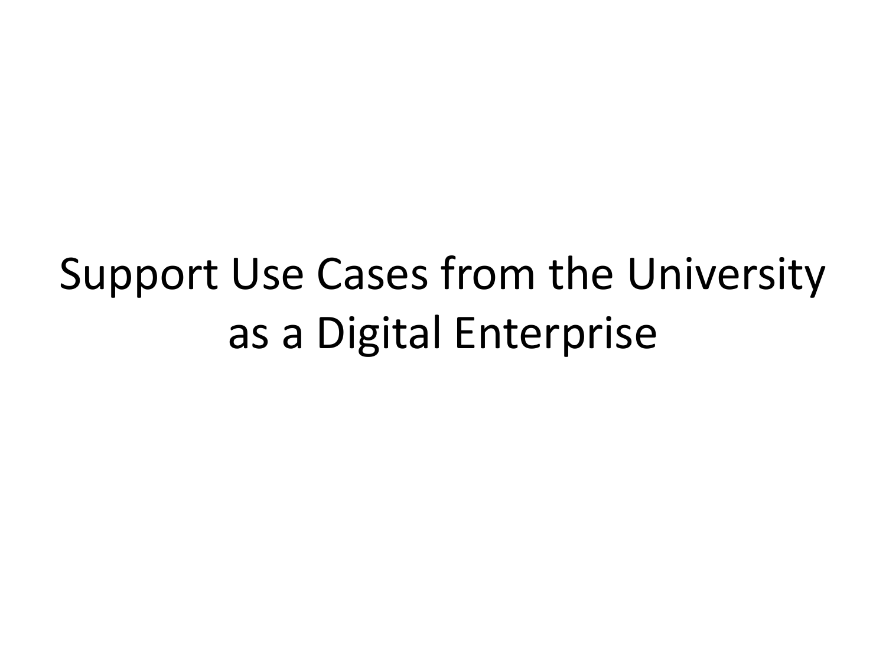# Support Use Cases from the University as a Digital Enterprise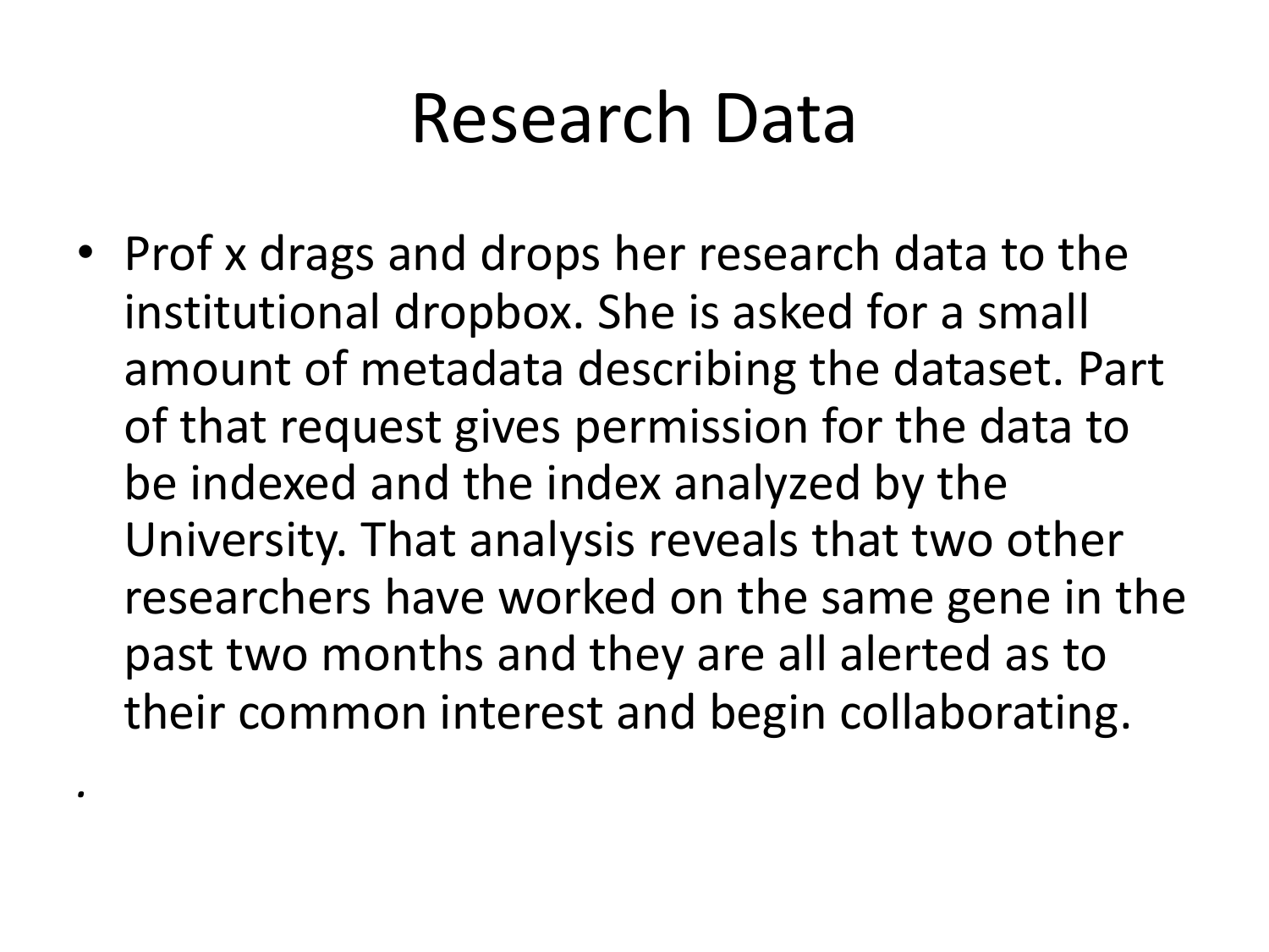# Research Data

- Prof x drags and drops her research data to the institutional dropbox. She is asked for a small amount of metadata describing the dataset. Part of that request gives permission for the data to be indexed and the index analyzed by the University. That analysis reveals that two other researchers have worked on the same gene in the past two months and they are all alerted as to their common interest and begin collaborating.

.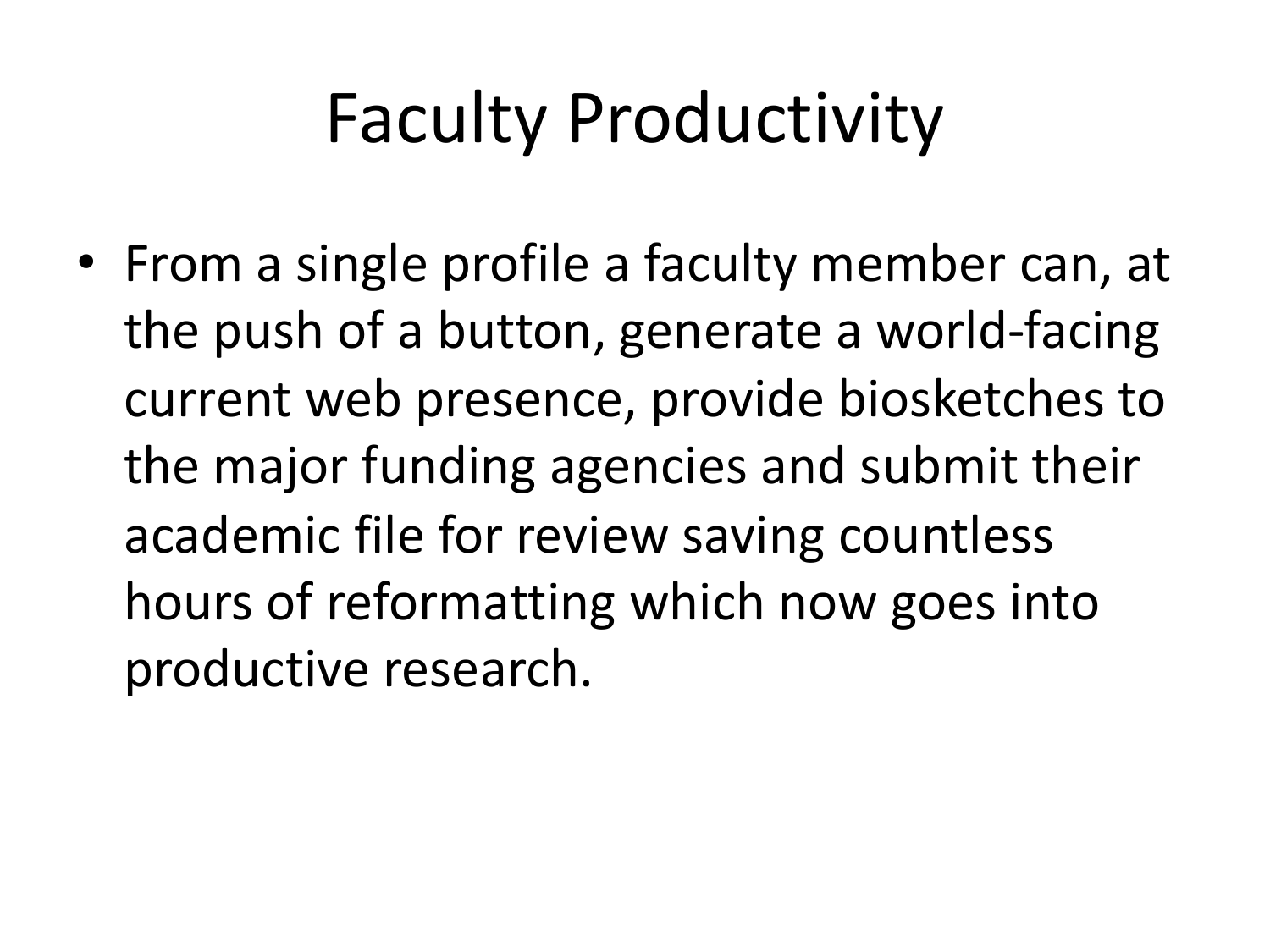# Faculty Productivity

- From a single profile a faculty member can, at the push of a button, generate a world-facing current web presence, provide biosketches to the major funding agencies and submit their academic file for review saving countless hours of reformatting which now goes into productive research.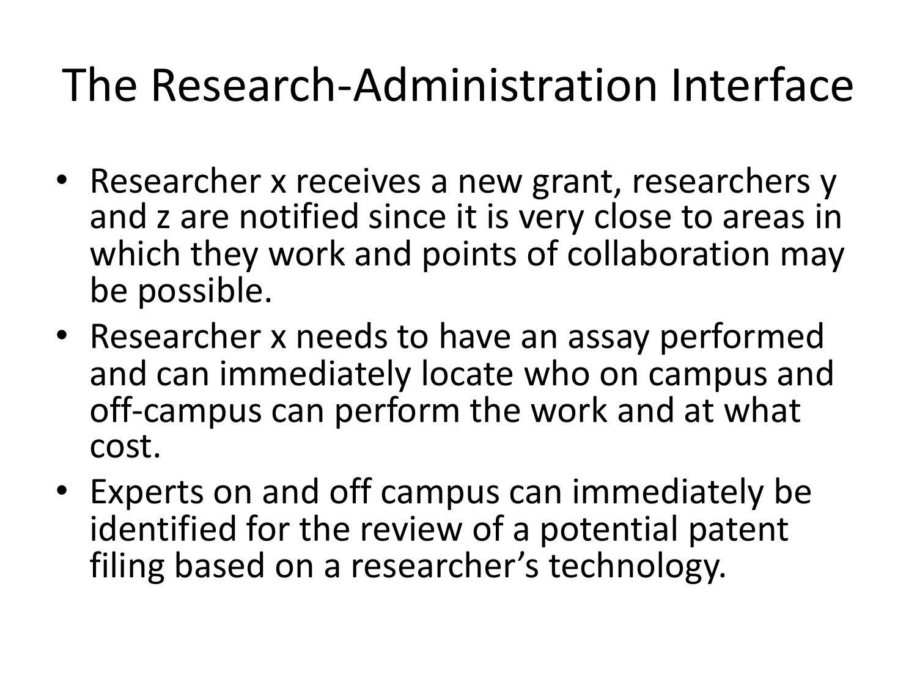# The Research-Administration Interface

- Researcher x receives a new grant, researchers y and z are notified since it is very close to areas in which they work and points of collaboration may be possible.
- Researcher x needs to have an assay performed and can immediately locate who on campus and off-campus can perform the work and at what cost.
- Experts on and off campus can immediately be identified for the review of a potential patent filing based on a researcher's technology.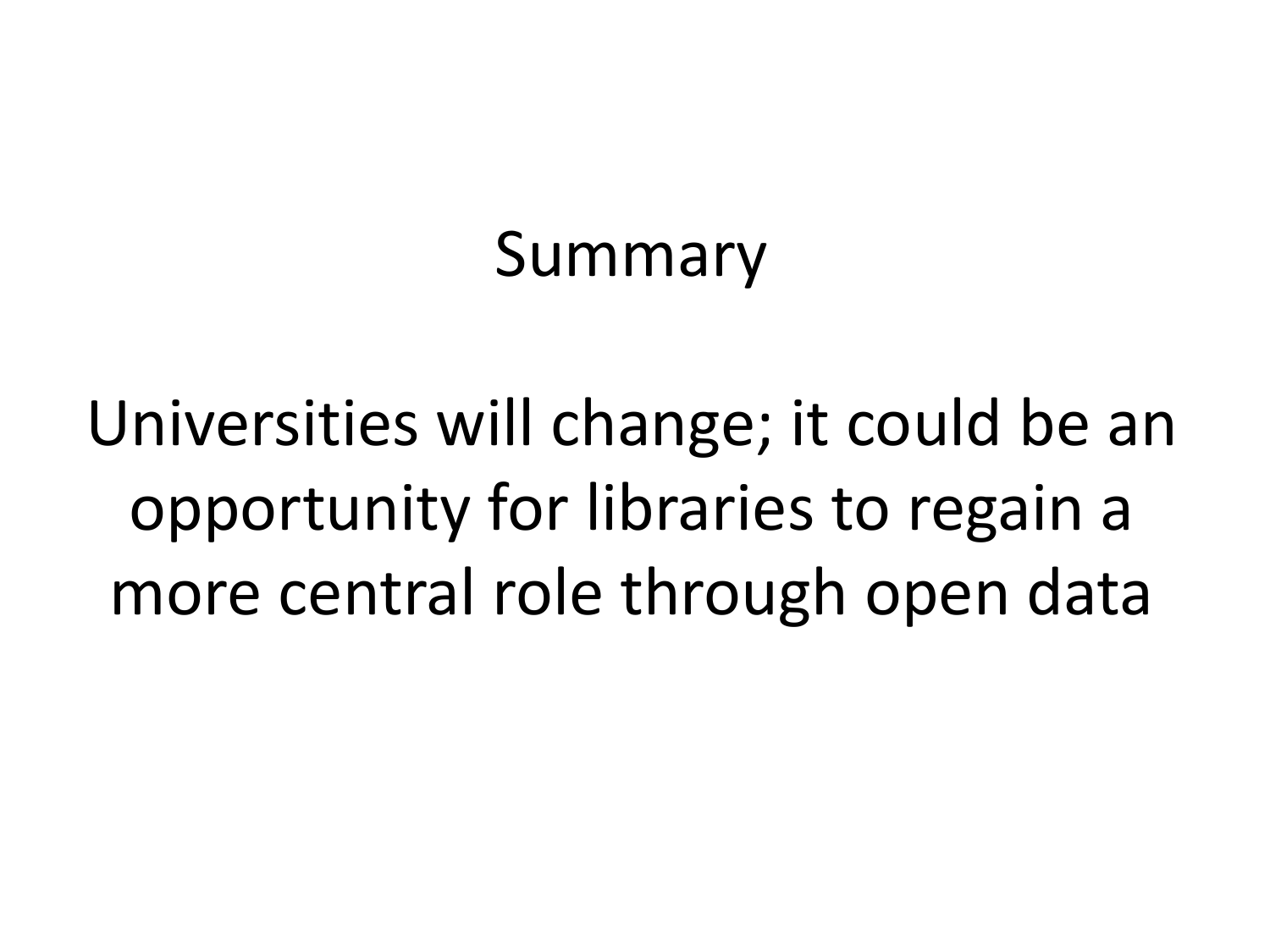# Summary

Universities will change; it could be an opportunity for libraries to regain a more central role through open data